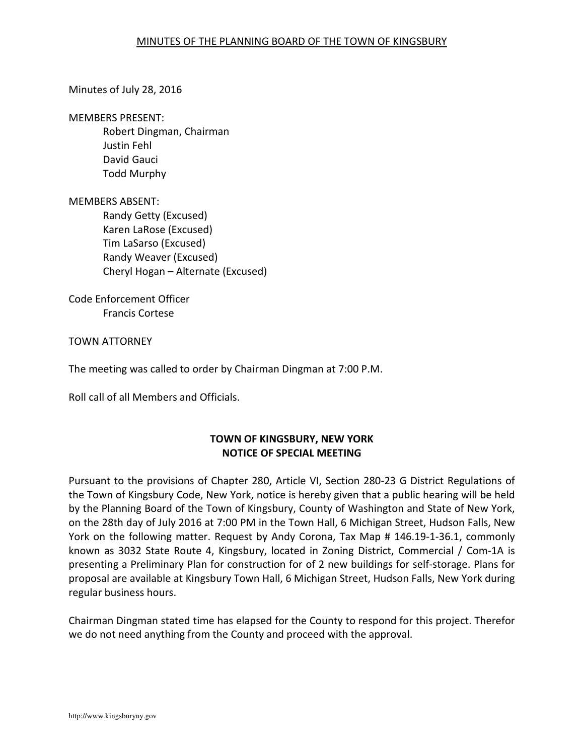MINUTES OF THE PLANNING BOARD OF THE TOWN OF KINGSBURY

Minutes of July 28, 2016

MEMBERS PRESENT:

Robert Dingman, Chairman
Justin Fehl
David Gauci
Todd Murphy

MEMBERS ABSENT:

Randy Getty (Excused)
Karen LaRose (Excused)
Tim LaSarso (Excused)
Randy Weaver (Excused)
Cheryl Hogan – Alternate (Excused)

Code Enforcement Officer

Francis Cortese

TOWN ATTORNEY

The meeting was called to order by Chairman Dingman at 7:00 P.M.

Roll call of all Members and Officials.

**TOWN OF KINGSBURY, NEW YORK**
**NOTICE OF SPECIAL MEETING**

Pursuant to the provisions of Chapter 280, Article VI, Section 280-23 G District Regulations of the Town of Kingsbury Code, New York, notice is hereby given that a public hearing will be held by the Planning Board of the Town of Kingsbury, County of Washington and State of New York, on the 28th day of July 2016 at 7:00 PM in the Town Hall, 6 Michigan Street, Hudson Falls, New York on the following matter. Request by Andy Corona, Tax Map # 146.19-1-36.1, commonly known as 3032 State Route 4, Kingsbury, located in Zoning District, Commercial / Com-1A is presenting a Preliminary Plan for construction for of 2 new buildings for self-storage. Plans for proposal are available at Kingsbury Town Hall, 6 Michigan Street, Hudson Falls, New York during regular business hours.

Chairman Dingman stated time has elapsed for the County to respond for this project. Therefor we do not need anything from the County and proceed with the approval.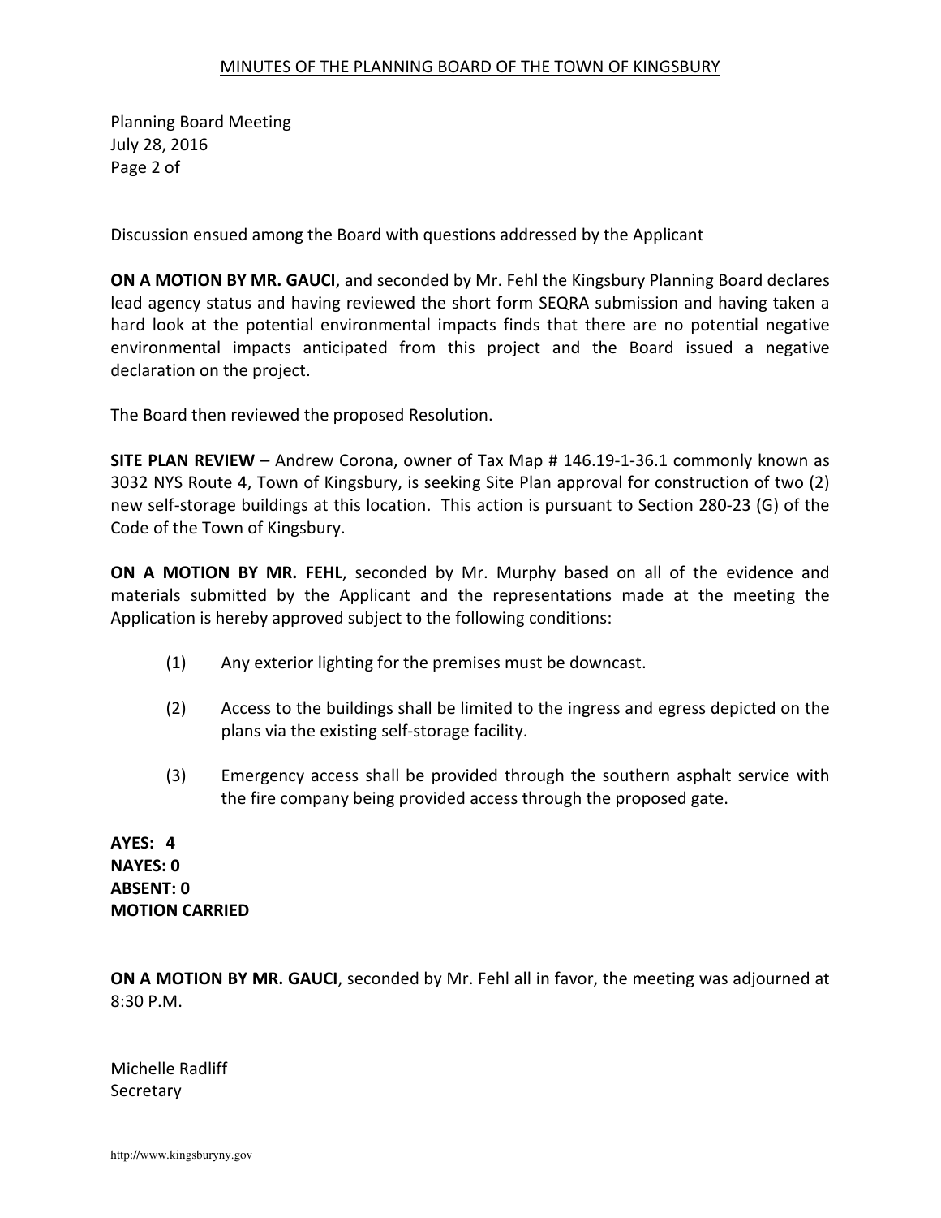Discussion ensued among the Board with questions addressed by the Applicant

**ON A MOTION BY MR. GAUCI**, and seconded by Mr. Fehl the Kingsbury Planning Board declares lead agency status and having reviewed the short form SEQRA submission and having taken a hard look at the potential environmental impacts finds that there are no potential negative environmental impacts anticipated from this project and the Board issued a negative declaration on the project.

The Board then reviewed the proposed Resolution.

**SITE PLAN REVIEW** – Andrew Corona, owner of Tax Map # 146.19-1-36.1 commonly known as 3032 NYS Route 4, Town of Kingsbury, is seeking Site Plan approval for construction of two (2) new self-storage buildings at this location. This action is pursuant to Section 280-23 (G) of the Code of the Town of Kingsbury.

**ON A MOTION BY MR. FEHL**, seconded by Mr. Murphy based on all of the evidence and materials submitted by the Applicant and the representations made at the meeting the Application is hereby approved subject to the following conditions:

(1) Any exterior lighting for the premises must be downcast.

(2) Access to the buildings shall be limited to the ingress and egress depicted on the plans via the existing self-storage facility.

(3) Emergency access shall be provided through the southern asphalt service with the fire company being provided access through the proposed gate.

**AYES: 4**
**NAYES: 0**
**ABSENT: 0**
**MOTION CARRIED**

**ON A MOTION BY MR. GAUCI**, seconded by Mr. Fehl all in favor, the meeting was adjourned at 8:30 P.M.

Michelle Radliff
Secretary